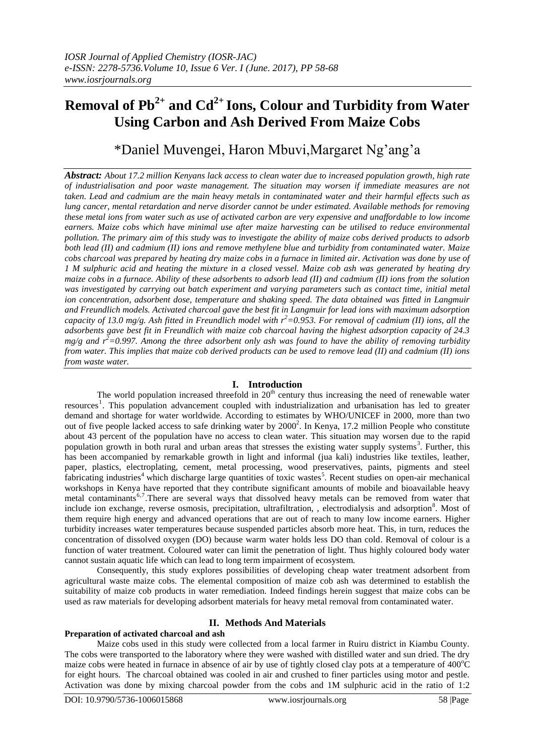# Removal of $Pb^{2+}$ and $Cd^{2+}$ Ions, Colour and Turbidity from Water Using Carbon and Ash Derived From Maize Cobs

*Daniel Muvengei, Haron Mbuvi, Margaret Ng'ang'a

***Abstract:*** *About 17.2 million Kenyans lack access to clean water due to increased population growth, high rate of industrialisation and poor waste management. The situation may worsen if immediate measures are not taken. Lead and cadmium are the main heavy metals in contaminated water and their harmful effects such as lung cancer, mental retardation and nerve disorder cannot be under estimated. Available methods for removing these metal ions from water such as use of activated carbon are very expensive and unaffordable to low income earners. Maize cobs which have minimal use after maize harvesting can be utilised to reduce environmental pollution. The primary aim of this study was to investigate the ability of maize cobs derived products to adsorb both lead (II) and cadmium (II) ions and remove methylene blue and turbidity from contaminated water. Maize cobs charcoal was prepared by heating dry maize cobs in a furnace in limited air. Activation was done by use of 1 M sulphuric acid and heating the mixture in a closed vessel. Maize cob ash was generated by heating dry maize cobs in a furnace. Ability of these adsorbents to adsorb lead (II) and cadmium (II) ions from the solution was investigated by carrying out batch experiment and varying parameters such as contact time, initial metal ion concentration, adsorbent dose, temperature and shaking speed. The data obtained was fitted in Langmuir and Freundlich models. Activated charcoal gave the best fit in Langmuir for lead ions with maximum adsorption capacity of 13.0 mg/g. Ash fitted in Freundlich model with $r^2$=0.953. For removal of cadmium (II) ions, all the adsorbents gave best fit in Freundlich with maize cob charcoal having the highest adsorption capacity of 24.3 mg/g and $r^2$=0.997. Among the three adsorbent only ash was found to have the ability of removing turbidity from water. This implies that maize cob derived products can be used to remove lead (II) and cadmium (II) ions from waste water.*

## I. Introduction

The world population increased threefold in $20^{th}$ century thus increasing the need of renewable water resources[1]. This population advancement coupled with industrialization and urbanisation has led to greater demand and shortage for water worldwide. According to estimates by WHO/UNICEF in 2000, more than two out of five people lacked access to safe drinking water by 2000[2]. In Kenya, 17.2 million People who constitute about 43 percent of the population have no access to clean water. This situation may worsen due to the rapid population growth in both rural and urban areas that stresses the existing water supply systems[3]. Further, this has been accompanied by remarkable growth in light and informal (jua kali) industries like textiles, leather, paper, plastics, electroplating, cement, metal processing, wood preservatives, paints, pigments and steel fabricating industries[4] which discharge large quantities of toxic wastes[5]. Recent studies on open-air mechanical workshops in Kenya have reported that they contribute significant amounts of mobile and bioavailable heavy metal contaminants[6,7].There are several ways that dissolved heavy metals can be removed from water that include ion exchange, reverse osmosis, precipitation, ultrafiltration, , electrodialysis and adsorption[8]. Most of them require high energy and advanced operations that are out of reach to many low income earners. Higher turbidity increases water temperatures because suspended particles absorb more heat. This, in turn, reduces the concentration of dissolved oxygen (DO) because warm water holds less DO than cold. Removal of colour is a function of water treatment. Coloured water can limit the penetration of light. Thus highly coloured body water cannot sustain aquatic life which can lead to long term impairment of ecosystem.

Consequently, this study explores possibilities of developing cheap water treatment adsorbent from agricultural waste maize cobs. The elemental composition of maize cob ash was determined to establish the suitability of maize cob products in water remediation. Indeed findings herein suggest that maize cobs can be used as raw materials for developing adsorbent materials for heavy metal removal from contaminated water.

## II. Methods And Materials

### Preparation of activated charcoal and ash

Maize cobs used in this study were collected from a local farmer in Ruiru district in Kiambu County. The cobs were transported to the laboratory where they were washed with distilled water and sun dried. The dry maize cobs were heated in furnace in absence of air by use of tightly closed clay pots at a temperature of 400$^{o}$C for eight hours. The charcoal obtained was cooled in air and crushed to finer particles using motor and pestle. Activation was done by mixing charcoal powder from the cobs and 1M sulphuric acid in the ratio of 1:2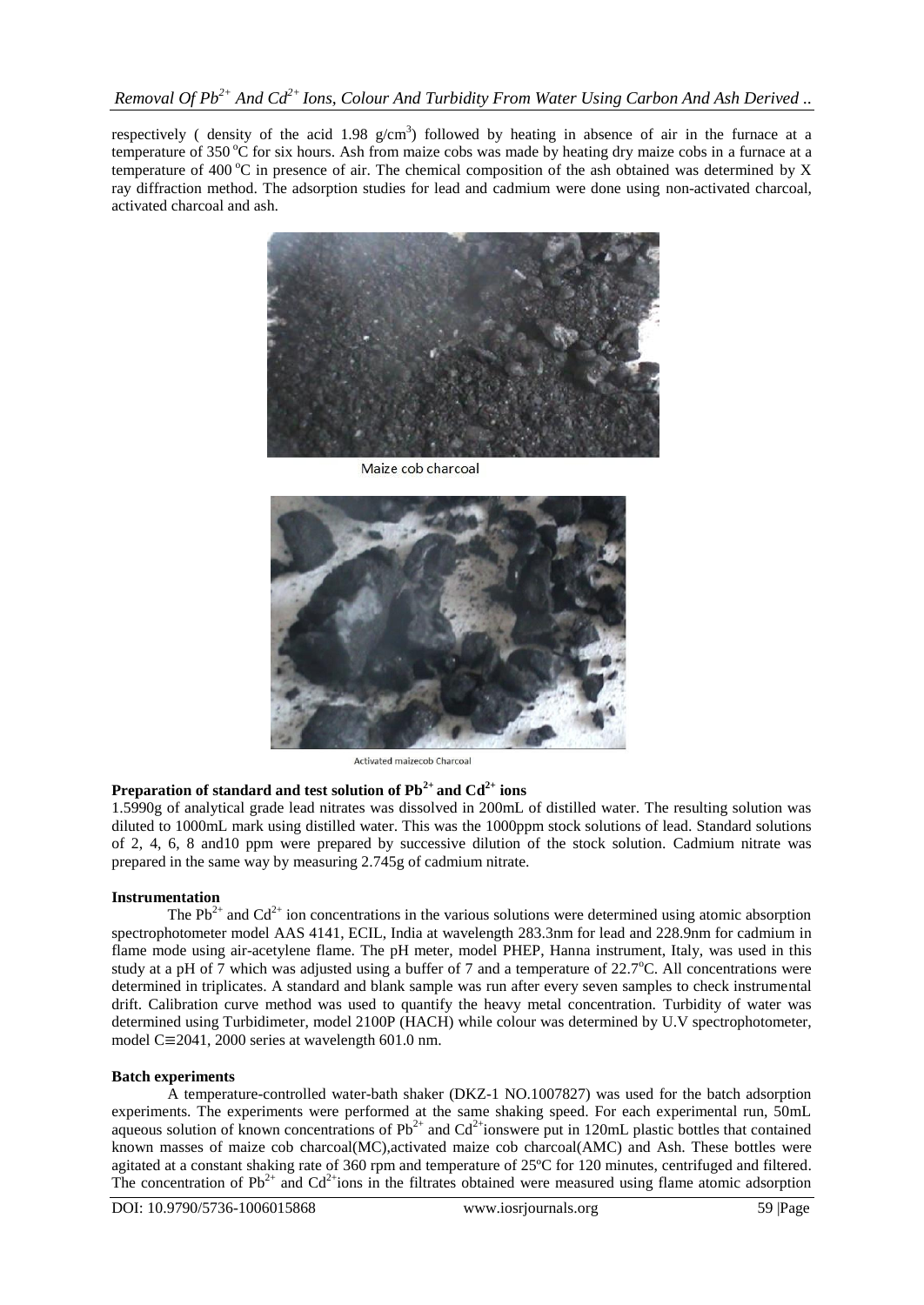respectively ( density of the acid 1.98 $g/cm^3$) followed by heating in absence of air in the furnace at a temperature of 350 °C for six hours. Ash from maize cobs was made by heating dry maize cobs in a furnace at a temperature of 400 °C in presence of air. The chemical composition of the ash obtained was determined by X ray diffraction method. The adsorption studies for lead and cadmium were done using non-activated charcoal, activated charcoal and ash.

Maize cob charcoal

Activated maizecob Charcoal

**Preparation of standard and test solution of $Pb^{2+}$ and $Cd^{2+}$ ions**

1.5990g of analytical grade lead nitrates was dissolved in 200mL of distilled water. The resulting solution was diluted to 1000mL mark using distilled water. This was the 1000ppm stock solutions of lead. Standard solutions of 2, 4, 6, 8 and10 ppm were prepared by successive dilution of the stock solution. Cadmium nitrate was prepared in the same way by measuring 2.745g of cadmium nitrate.

**Instrumentation**

The $Pb^{2+}$ and $Cd^{2+}$ ion concentrations in the various solutions were determined using atomic absorption spectrophotometer model AAS 4141, ECIL, India at wavelength 283.3nm for lead and 228.9nm for cadmium in flame mode using air-acetylene flame. The pH meter, model PHEP, Hanna instrument, Italy, was used in this study at a pH of 7 which was adjusted using a buffer of 7 and a temperature of 22.7°C. All concentrations were determined in triplicates. A standard and blank sample was run after every seven samples to check instrumental drift. Calibration curve method was used to quantify the heavy metal concentration. Turbidity of water was determined using Turbidimeter, model 2100P (HACH) while colour was determined by U.V spectrophotometer, model C≡2041, 2000 series at wavelength 601.0 nm.

**Batch experiments**

A temperature-controlled water-bath shaker (DKZ-1 NO.1007827) was used for the batch adsorption experiments. The experiments were performed at the same shaking speed. For each experimental run, 50mL aqueous solution of known concentrations of $Pb^{2+}$ and $Cd^{2+}$ionswere put in 120mL plastic bottles that contained known masses of maize cob charcoal(MC),activated maize cob charcoal(AMC) and Ash. These bottles were agitated at a constant shaking rate of 360 rpm and temperature of 25ºC for 120 minutes, centrifuged and filtered. The concentration of $Pb^{2+}$ and $Cd^{2+}$ions in the filtrates obtained were measured using flame atomic adsorption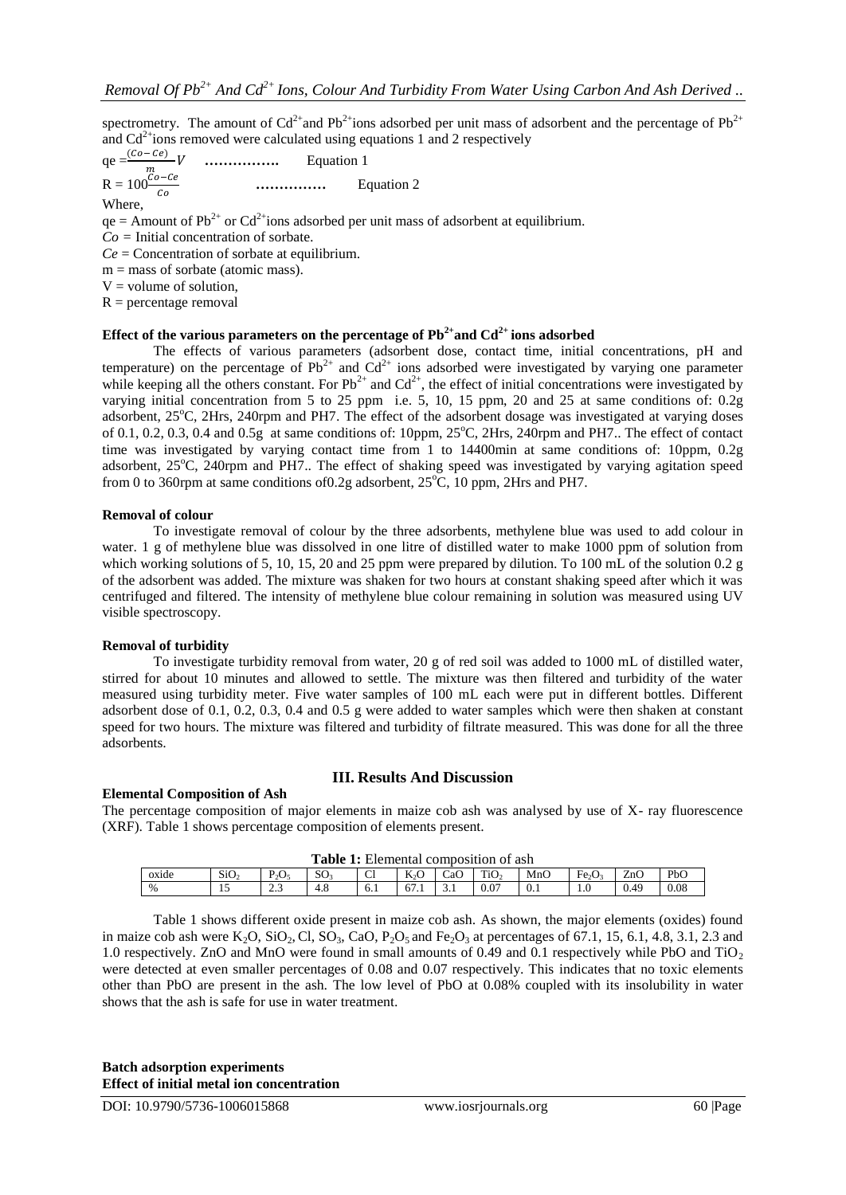spectrometry. The amount of $Cd^{2+}$and $Pb^{2+}$ions adsorbed per unit mass of adsorbent and the percentage of $Pb^{2+}$ and $Cd^{2+}$ions removed were calculated using equations 1 and 2 respectively

$$qe = \frac{(Co - Ce)}{m} V \quad \ldots\ldots\ldots\ldots\ldots \quad \text{Equation 1}$$

$$R = 100\frac{Co - Ce}{Co} \quad \ldots\ldots\ldots\ldots\ldots \quad \text{Equation 2}$$

Where,

qe = Amount of $Pb^{2+}$ or $Cd^{2+}$ions adsorbed per unit mass of adsorbent at equilibrium.

*Co* = Initial concentration of sorbate.

*Ce* = Concentration of sorbate at equilibrium.

m = mass of sorbate (atomic mass).

V = volume of solution,

R = percentage removal

### Effect of the various parameters on the percentage of $Pb^{2+}$and $Cd^{2+}$ ions adsorbed

The effects of various parameters (adsorbent dose, contact time, initial concentrations, pH and temperature) on the percentage of $Pb^{2+}$ and $Cd^{2+}$ ions adsorbed were investigated by varying one parameter while keeping all the others constant. For $Pb^{2+}$ and $Cd^{2+}$, the effect of initial concentrations were investigated by varying initial concentration from 5 to 25 ppm i.e. 5, 10, 15 ppm, 20 and 25 at same conditions of: 0.2g adsorbent, 25°C, 2Hrs, 240rpm and PH7. The effect of the adsorbent dosage was investigated at varying doses of 0.1, 0.2, 0.3, 0.4 and 0.5g at same conditions of: 10ppm, 25°C, 2Hrs, 240rpm and PH7.. The effect of contact time was investigated by varying contact time from 1 to 14400min at same conditions of: 10ppm, 0.2g adsorbent, 25°C, 240rpm and PH7.. The effect of shaking speed was investigated by varying agitation speed from 0 to 360rpm at same conditions of0.2g adsorbent, 25°C, 10 ppm, 2Hrs and PH7.

### Removal of colour

To investigate removal of colour by the three adsorbents, methylene blue was used to add colour in water. 1 g of methylene blue was dissolved in one litre of distilled water to make 1000 ppm of solution from which working solutions of 5, 10, 15, 20 and 25 ppm were prepared by dilution. To 100 mL of the solution 0.2 g of the adsorbent was added. The mixture was shaken for two hours at constant shaking speed after which it was centrifuged and filtered. The intensity of methylene blue colour remaining in solution was measured using UV visible spectroscopy.

### Removal of turbidity

To investigate turbidity removal from water, 20 g of red soil was added to 1000 mL of distilled water, stirred for about 10 minutes and allowed to settle. The mixture was then filtered and turbidity of the water measured using turbidity meter. Five water samples of 100 mL each were put in different bottles. Different adsorbent dose of 0.1, 0.2, 0.3, 0.4 and 0.5 g were added to water samples which were then shaken at constant speed for two hours. The mixture was filtered and turbidity of filtrate measured. This was done for all the three adsorbents.

## III. Results And Discussion

### Elemental Composition of Ash

The percentage composition of major elements in maize cob ash was analysed by use of X- ray fluorescence (XRF). Table 1 shows percentage composition of elements present.

**Table 1:** Elemental composition of ash

| oxide | $SiO_2$ | $P_2O_5$ | $SO_3$ | Cl | $K_2O$ | CaO | $TiO_2$ | MnO | $Fe_2O_3$ | ZnO | PbO |
|---|---|---|---|---|---|---|---|---|---|---|---|
| % | 15 | 2.3 | 4.8 | 6.1 | 67.1 | 3.1 | 0.07 | 0.1 | 1.0 | 0.49 | 0.08 |

Table 1 shows different oxide present in maize cob ash. As shown, the major elements (oxides) found in maize cob ash were $K_2O$, $SiO_2$, Cl, $SO_3$, CaO, $P_2O_5$ and $Fe_2O_3$ at percentages of 67.1, 15, 6.1, 4.8, 3.1, 2.3 and 1.0 respectively. ZnO and MnO were found in small amounts of 0.49 and 0.1 respectively while PbO and $TiO_2$ were detected at even smaller percentages of 0.08 and 0.07 respectively. This indicates that no toxic elements other than PbO are present in the ash. The low level of PbO at 0.08% coupled with its insolubility in water shows that the ash is safe for use in water treatment.

### Batch adsorption experiments

#### Effect of initial metal ion concentration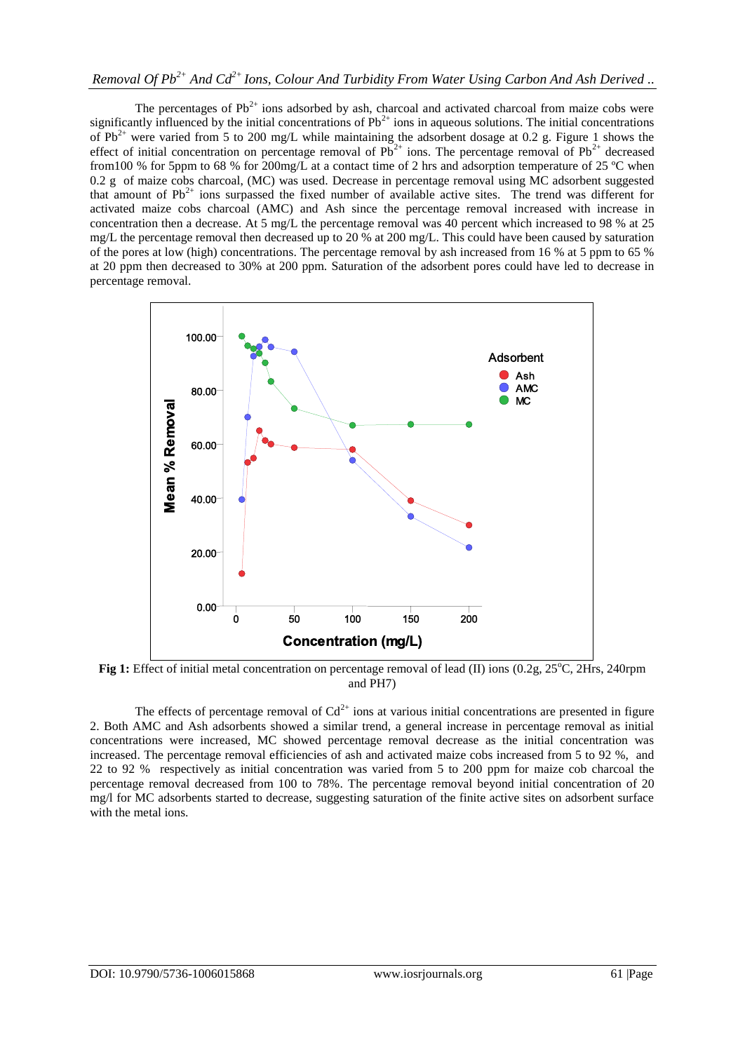The percentages of $Pb^{2+}$ ions adsorbed by ash, charcoal and activated charcoal from maize cobs were significantly influenced by the initial concentrations of $Pb^{2+}$ ions in aqueous solutions. The initial concentrations of $Pb^{2+}$ were varied from 5 to 200 mg/L while maintaining the adsorbent dosage at 0.2 g. Figure 1 shows the effect of initial concentration on percentage removal of $Pb^{2+}$ ions. The percentage removal of $Pb^{2+}$ decreased from100 % for 5ppm to 68 % for 200mg/L at a contact time of 2 hrs and adsorption temperature of 25 ºC when 0.2 g of maize cobs charcoal, (MC) was used. Decrease in percentage removal using MC adsorbent suggested that amount of $Pb^{2+}$ ions surpassed the fixed number of available active sites. The trend was different for activated maize cobs charcoal (AMC) and Ash since the percentage removal increased with increase in concentration then a decrease. At 5 mg/L the percentage removal was 40 percent which increased to 98 % at 25 mg/L the percentage removal then decreased up to 20 % at 200 mg/L. This could have been caused by saturation of the pores at low (high) concentrations. The percentage removal by ash increased from 16 % at 5 ppm to 65 % at 20 ppm then decreased to 30% at 200 ppm. Saturation of the adsorbent pores could have led to decrease in percentage removal.

**Fig 1:** Effect of initial metal concentration on percentage removal of lead (II) ions (0.2g, 25°C, 2Hrs, 240rpm and PH7)

The effects of percentage removal of $Cd^{2+}$ ions at various initial concentrations are presented in figure 2. Both AMC and Ash adsorbents showed a similar trend, a general increase in percentage removal as initial concentrations were increased, MC showed percentage removal decrease as the initial concentration was increased. The percentage removal efficiencies of ash and activated maize cobs increased from 5 to 92 %, and 22 to 92 % respectively as initial concentration was varied from 5 to 200 ppm for maize cob charcoal the percentage removal decreased from 100 to 78%. The percentage removal beyond initial concentration of 20 mg/l for MC adsorbents started to decrease, suggesting saturation of the finite active sites on adsorbent surface with the metal ions.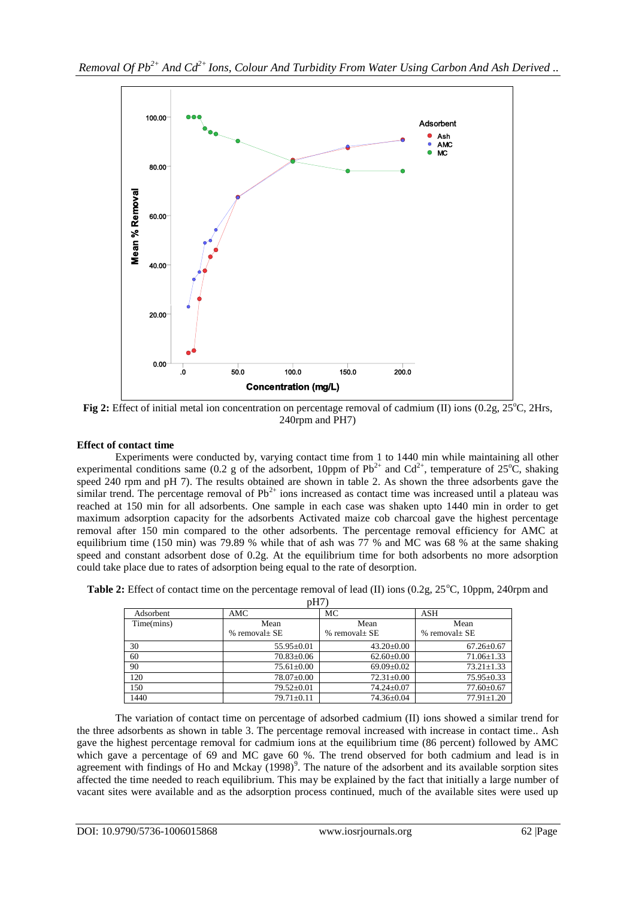**Fig 2:** Effect of initial metal ion concentration on percentage removal of cadmium (II) ions (0.2g, 25°C, 2Hrs, 240rpm and PH7)

### Effect of contact time

Experiments were conducted by, varying contact time from 1 to 1440 min while maintaining all other experimental conditions same (0.2 g of the adsorbent, 10ppm of $Pb^{2+}$ and $Cd^{2+}$, temperature of 25°C, shaking speed 240 rpm and pH 7). The results obtained are shown in table 2. As shown the three adsorbents gave the similar trend. The percentage removal of $Pb^{2+}$ ions increased as contact time was increased until a plateau was reached at 150 min for all adsorbents. One sample in each case was shaken upto 1440 min in order to get maximum adsorption capacity for the adsorbents Activated maize cob charcoal gave the highest percentage removal after 150 min compared to the other adsorbents. The percentage removal efficiency for AMC at equilibrium time (150 min) was 79.89 % while that of ash was 77 % and MC was 68 % at the same shaking speed and constant adsorbent dose of 0.2g. At the equilibrium time for both adsorbents no more adsorption could take place due to rates of adsorption being equal to the rate of desorption.

**Table 2:** Effect of contact time on the percentage removal of lead (II) ions (0.2g, 25°C, 10ppm, 240rpm and pH7)

| Adsorbent | AMC | MC | ASH |
|---|---|---|---|
| Time(mins) | Mean % removal± SE | Mean % removal± SE | Mean % removal± SE |
| 30 | 55.95±0.01 | 43.20±0.00 | 67.26±0.67 |
| 60 | 70.83±0.06 | 62.60±0.00 | 71.06±1.33 |
| 90 | 75.61±0.00 | 69.09±0.02 | 73.21±1.33 |
| 120 | 78.07±0.00 | 72.31±0.00 | 75.95±0.33 |
| 150 | 79.52±0.01 | 74.24±0.07 | 77.60±0.67 |
| 1440 | 79.71±0.11 | 74.36±0.04 | 77.91±1.20 |

The variation of contact time on percentage of adsorbed cadmium (II) ions showed a similar trend for the three adsorbents as shown in table 3. The percentage removal increased with increase in contact time.. Ash gave the highest percentage removal for cadmium ions at the equilibrium time (86 percent) followed by AMC which gave a percentage of 69 and MC gave 60 %. The trend observed for both cadmium and lead is in agreement with findings of Ho and Mckay (1998)[9]. The nature of the adsorbent and its available sorption sites affected the time needed to reach equilibrium. This may be explained by the fact that initially a large number of vacant sites were available and as the adsorption process continued, much of the available sites were used up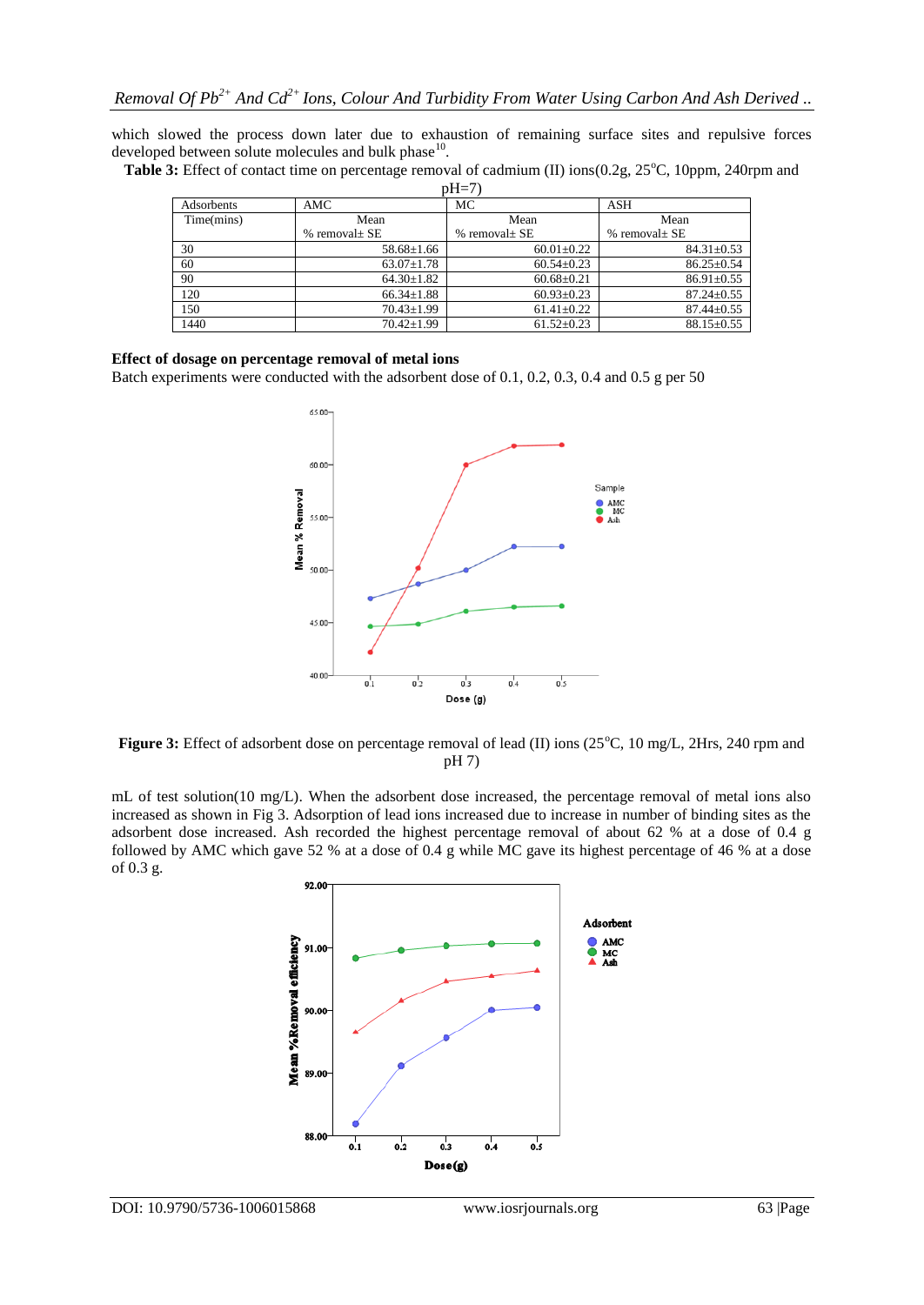which slowed the process down later due to exhaustion of remaining surface sites and repulsive forces developed between solute molecules and bulk phase[10].

**Table 3:** Effect of contact time on percentage removal of cadmium (II) ions(0.2g, 25°C, 10ppm, 240rpm and pH=7)

| Adsorbents | AMC | MC | ASH |
|---|---|---|---|
| Time(mins) | Mean % removal± SE | Mean % removal± SE | Mean % removal± SE |
| 30 | 58.68±1.66 | 60.01±0.22 | 84.31±0.53 |
| 60 | 63.07±1.78 | 60.54±0.23 | 86.25±0.54 |
| 90 | 64.30±1.82 | 60.68±0.21 | 86.91±0.55 |
| 120 | 66.34±1.88 | 60.93±0.23 | 87.24±0.55 |
| 150 | 70.43±1.99 | 61.41±0.22 | 87.44±0.55 |
| 1440 | 70.42±1.99 | 61.52±0.23 | 88.15±0.55 |

**Effect of dosage on percentage removal of metal ions**

Batch experiments were conducted with the adsorbent dose of 0.1, 0.2, 0.3, 0.4 and 0.5 g per 50 mL of test solution(10 mg/L). When the adsorbent dose increased, the percentage removal of metal ions also increased as shown in Fig 3. Adsorption of lead ions increased due to increase in number of binding sites as the adsorbent dose increased. Ash recorded the highest percentage removal of about 62 % at a dose of 0.4 g followed by AMC which gave 52 % at a dose of 0.4 g while MC gave its highest percentage of 46 % at a dose of 0.3 g.

**Figure 3:** Effect of adsorbent dose on percentage removal of lead (II) ions (25°C, 10 mg/L, 2Hrs, 240 rpm and pH 7)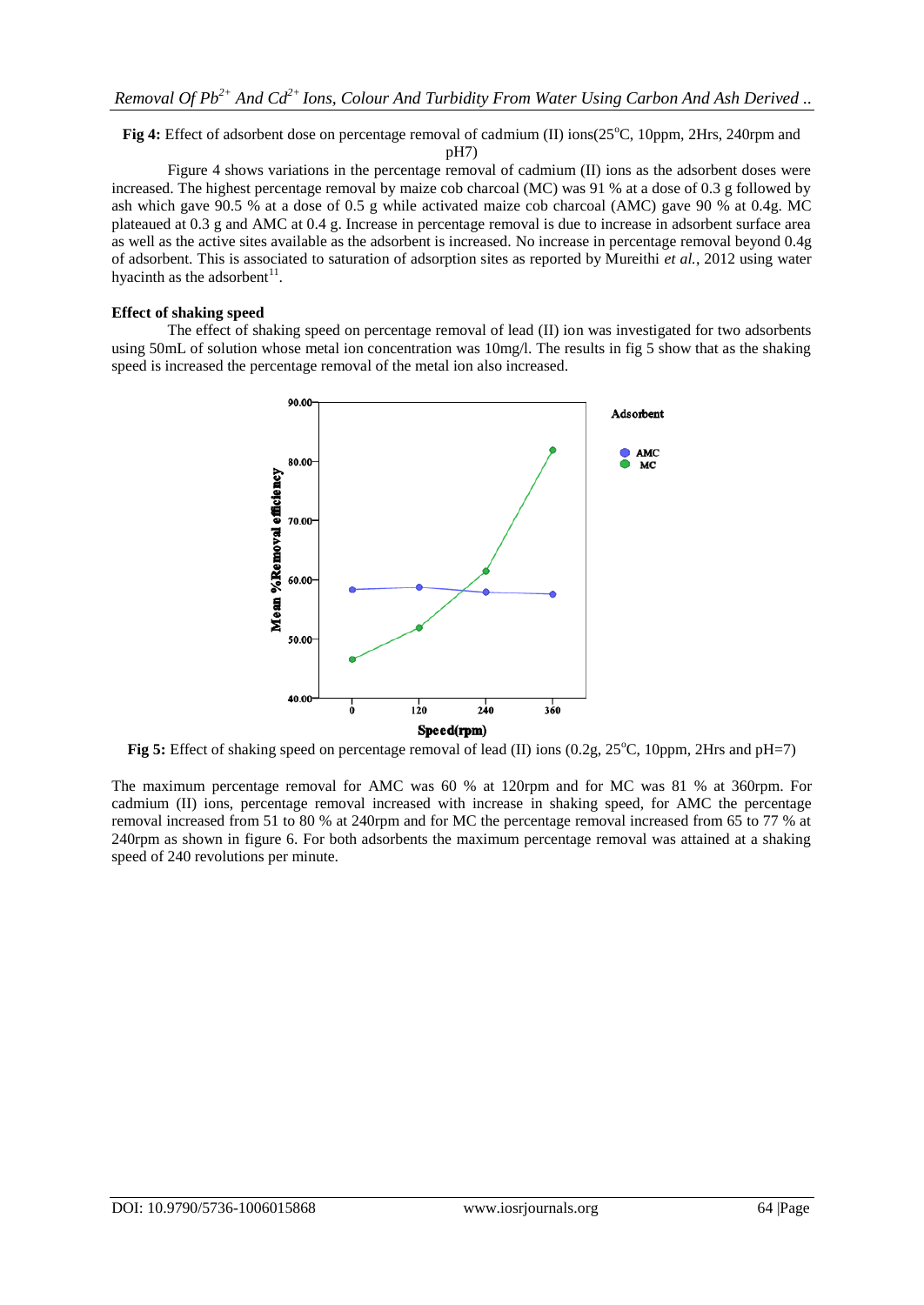**Fig 4:** Effect of adsorbent dose on percentage removal of cadmium (II) ions(25°C, 10ppm, 2Hrs, 240rpm and pH7)

Figure 4 shows variations in the percentage removal of cadmium (II) ions as the adsorbent doses were increased. The highest percentage removal by maize cob charcoal (MC) was 91 % at a dose of 0.3 g followed by ash which gave 90.5 % at a dose of 0.5 g while activated maize cob charcoal (AMC) gave 90 % at 0.4g. MC plateaued at 0.3 g and AMC at 0.4 g. Increase in percentage removal is due to increase in adsorbent surface area as well as the active sites available as the adsorbent is increased. No increase in percentage removal beyond 0.4g of adsorbent. This is associated to saturation of adsorption sites as reported by Mureithi *et al.*, 2012 using water hyacinth as the adsorbent[11].

**Effect of shaking speed**

The effect of shaking speed on percentage removal of lead (II) ion was investigated for two adsorbents using 50mL of solution whose metal ion concentration was 10mg/l. The results in fig 5 show that as the shaking speed is increased the percentage removal of the metal ion also increased.

**Fig 5:** Effect of shaking speed on percentage removal of lead (II) ions (0.2g, 25°C, 10ppm, 2Hrs and pH=7)

The maximum percentage removal for AMC was 60 % at 120rpm and for MC was 81 % at 360rpm. For cadmium (II) ions, percentage removal increased with increase in shaking speed, for AMC the percentage removal increased from 51 to 80 % at 240rpm and for MC the percentage removal increased from 65 to 77 % at 240rpm as shown in figure 6. For both adsorbents the maximum percentage removal was attained at a shaking speed of 240 revolutions per minute.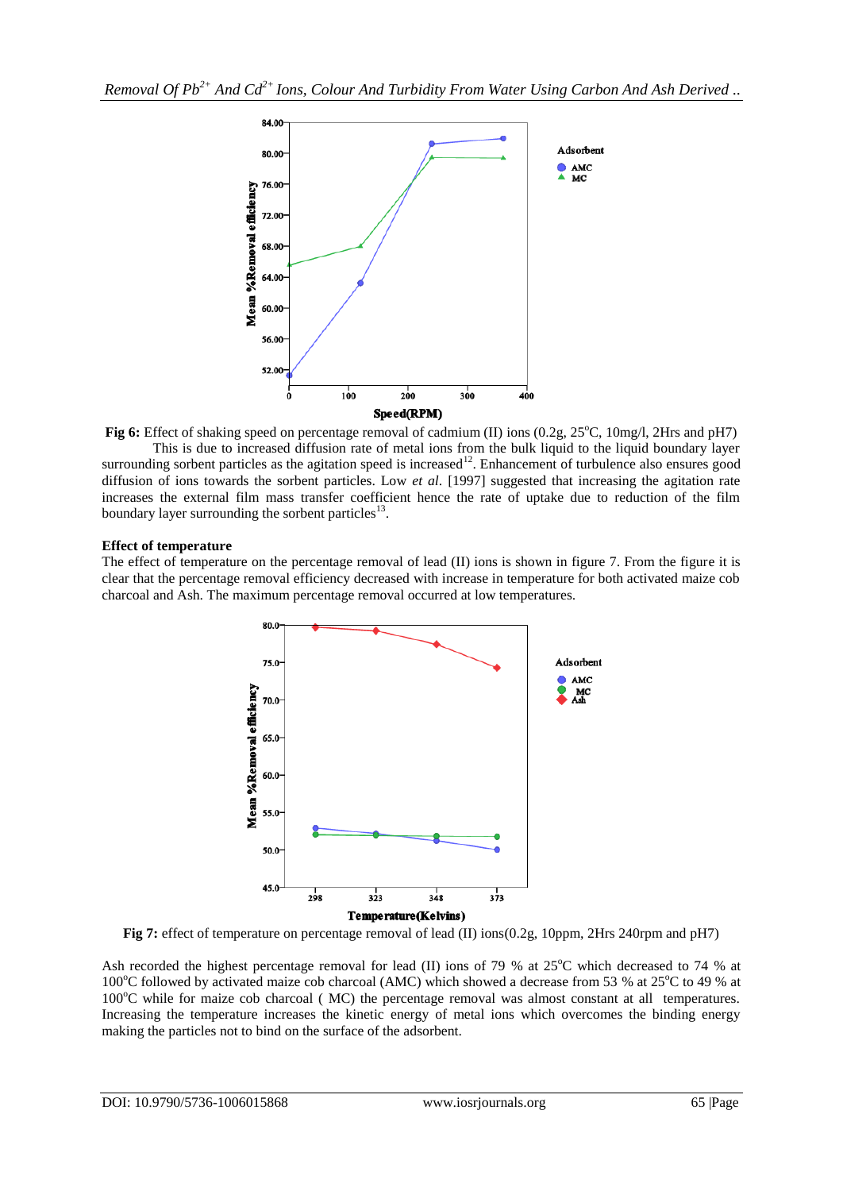**Fig 6:** Effect of shaking speed on percentage removal of cadmium (II) ions (0.2g, 25$^o$C, 10mg/l, 2Hrs and pH7)

This is due to increased diffusion rate of metal ions from the bulk liquid to the liquid boundary layer surrounding sorbent particles as the agitation speed is increased[12]. Enhancement of turbulence also ensures good diffusion of ions towards the sorbent particles. Low *et al*. [1997] suggested that increasing the agitation rate increases the external film mass transfer coefficient hence the rate of uptake due to reduction of the film boundary layer surrounding the sorbent particles[13].

**Effect of temperature**

The effect of temperature on the percentage removal of lead (II) ions is shown in figure 7. From the figure it is clear that the percentage removal efficiency decreased with increase in temperature for both activated maize cob charcoal and Ash. The maximum percentage removal occurred at low temperatures.

**Fig 7:** effect of temperature on percentage removal of lead (II) ions(0.2g, 10ppm, 2Hrs 240rpm and pH7)

Ash recorded the highest percentage removal for lead (II) ions of 79 % at 25$^o$C which decreased to 74 % at 100$^o$C followed by activated maize cob charcoal (AMC) which showed a decrease from 53 % at 25$^o$C to 49 % at 100$^o$C while for maize cob charcoal ( MC) the percentage removal was almost constant at all temperatures. Increasing the temperature increases the kinetic energy of metal ions which overcomes the binding energy making the particles not to bind on the surface of the adsorbent.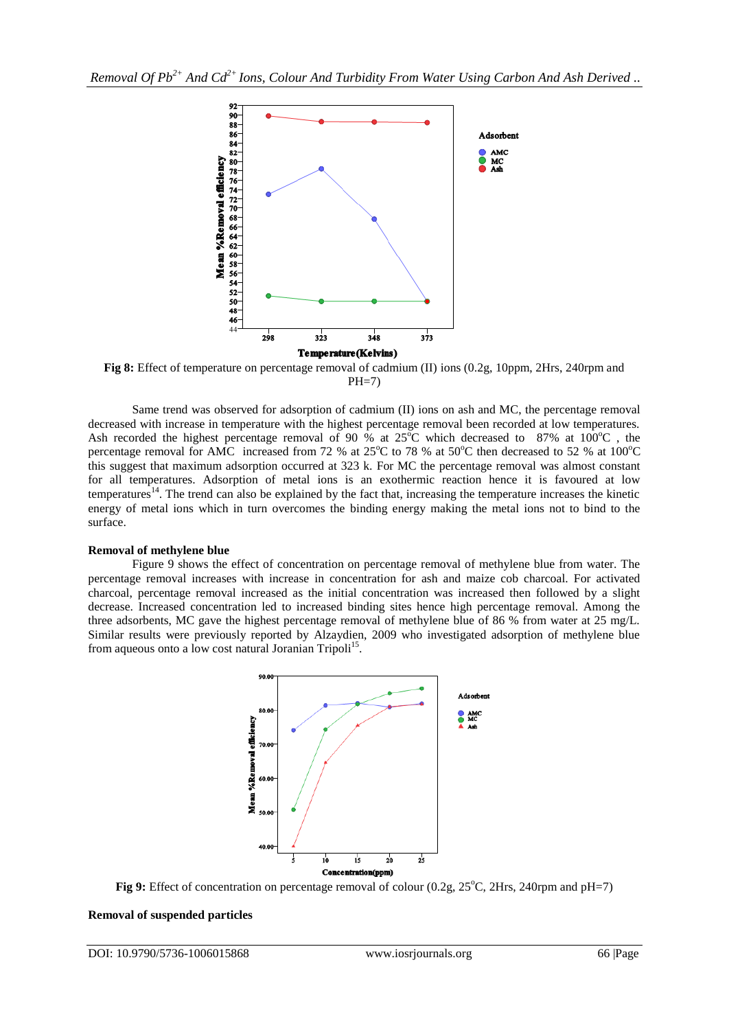Fig 8: Effect of temperature on percentage removal of cadmium (II) ions (0.2g, 10ppm, 2Hrs, 240rpm and PH=7)

Same trend was observed for adsorption of cadmium (II) ions on ash and MC, the percentage removal decreased with increase in temperature with the highest percentage removal been recorded at low temperatures. Ash recorded the highest percentage removal of 90 % at 25°C which decreased to 87% at 100°C , the percentage removal for AMC increased from 72 % at 25°C to 78 % at 50°C then decreased to 52 % at 100°C this suggest that maximum adsorption occurred at 323 k. For MC the percentage removal was almost constant for all temperatures. Adsorption of metal ions is an exothermic reaction hence it is favoured at low temperatures[14]. The trend can also be explained by the fact that, increasing the temperature increases the kinetic energy of metal ions which in turn overcomes the binding energy making the metal ions not to bind to the surface.

**Removal of methylene blue**

Figure 9 shows the effect of concentration on percentage removal of methylene blue from water. The percentage removal increases with increase in concentration for ash and maize cob charcoal. For activated charcoal, percentage removal increased as the initial concentration was increased then followed by a slight decrease. Increased concentration led to increased binding sites hence high percentage removal. Among the three adsorbents, MC gave the highest percentage removal of methylene blue of 86 % from water at 25 mg/L. Similar results were previously reported by Alzaydien, 2009 who investigated adsorption of methylene blue from aqueous onto a low cost natural Joranian Tripoli[15].

Fig 9: Effect of concentration on percentage removal of colour (0.2g, 25°C, 2Hrs, 240rpm and pH=7)

**Removal of suspended particles**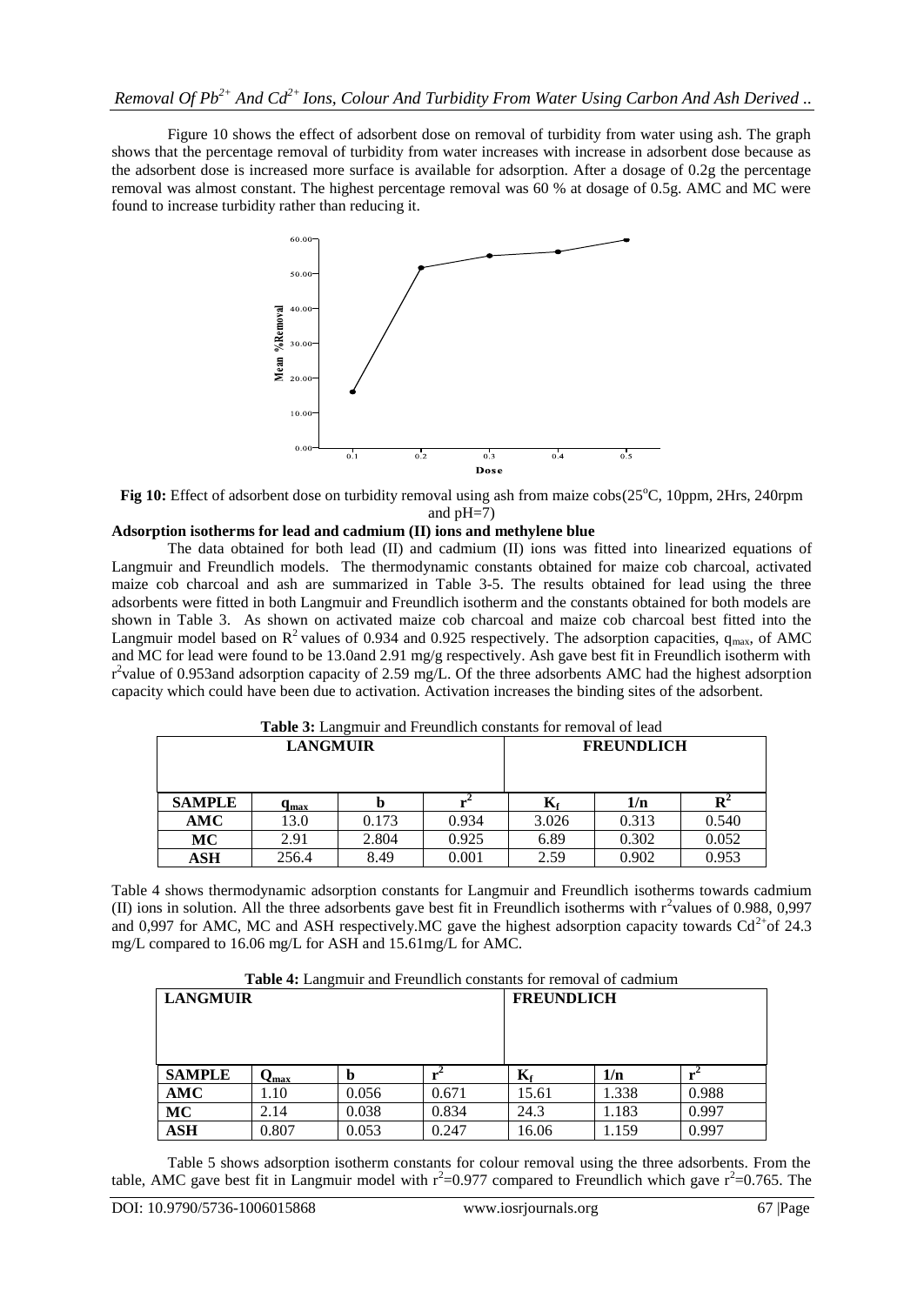Figure 10 shows the effect of adsorbent dose on removal of turbidity from water using ash. The graph shows that the percentage removal of turbidity from water increases with increase in adsorbent dose because as the adsorbent dose is increased more surface is available for adsorption. After a dosage of 0.2g the percentage removal was almost constant. The highest percentage removal was 60 % at dosage of 0.5g. AMC and MC were found to increase turbidity rather than reducing it.

**Fig 10:** Effect of adsorbent dose on turbidity removal using ash from maize cobs(25°C, 10ppm, 2Hrs, 240rpm and pH=7)

**Adsorption isotherms for lead and cadmium (II) ions and methylene blue**

The data obtained for both lead (II) and cadmium (II) ions was fitted into linearized equations of Langmuir and Freundlich models. The thermodynamic constants obtained for maize cob charcoal, activated maize cob charcoal and ash are summarized in Table 3-5. The results obtained for lead using the three adsorbents were fitted in both Langmuir and Freundlich isotherm and the constants obtained for both models are shown in Table 3. As shown on activated maize cob charcoal and maize cob charcoal best fitted into the Langmuir model based on $R^2$ values of 0.934 and 0.925 respectively. The adsorption capacities, $q_{max}$, of AMC and MC for lead were found to be 13.0and 2.91 mg/g respectively. Ash gave best fit in Freundlich isotherm with $r^2$value of 0.953and adsorption capacity of 2.59 mg/L. Of the three adsorbents AMC had the highest adsorption capacity which could have been due to activation. Activation increases the binding sites of the adsorbent.

**Table 3:** Langmuir and Freundlich constants for removal of lead

| LANGMUIR | | | | FREUNDLICH | | |
|---|---|---|---|---|---|---|
| **SAMPLE** | $q_{max}$ | **b** | $r^2$ | $K_f$ | **1/n** | $R^2$ |
| **AMC** | 13.0 | 0.173 | 0.934 | 3.026 | 0.313 | 0.540 |
| **MC** | 2.91 | 2.804 | 0.925 | 6.89 | 0.302 | 0.052 |
| **ASH** | 256.4 | 8.49 | 0.001 | 2.59 | 0.902 | 0.953 |

Table 4 shows thermodynamic adsorption constants for Langmuir and Freundlich isotherms towards cadmium (II) ions in solution. All the three adsorbents gave best fit in Freundlich isotherms with $r^2$values of 0.988, 0,997 and 0,997 for AMC, MC and ASH respectively.MC gave the highest adsorption capacity towards $Cd^{2+}$of 24.3 mg/L compared to 16.06 mg/L for ASH and 15.61mg/L for AMC.

**Table 4:** Langmuir and Freundlich constants for removal of cadmium

| LANGMUIR | | | | FREUNDLICH | | |
|---|---|---|---|---|---|---|
| **SAMPLE** | $Q_{max}$ | **b** | $r^2$ | $K_f$ | **1/n** | $r^2$ |
| **AMC** | 1.10 | 0.056 | 0.671 | 15.61 | 1.338 | 0.988 |
| **MC** | 2.14 | 0.038 | 0.834 | 24.3 | 1.183 | 0.997 |
| **ASH** | 0.807 | 0.053 | 0.247 | 16.06 | 1.159 | 0.997 |

Table 5 shows adsorption isotherm constants for colour removal using the three adsorbents. From the table, AMC gave best fit in Langmuir model with $r^2$=0.977 compared to Freundlich which gave $r^2$=0.765. The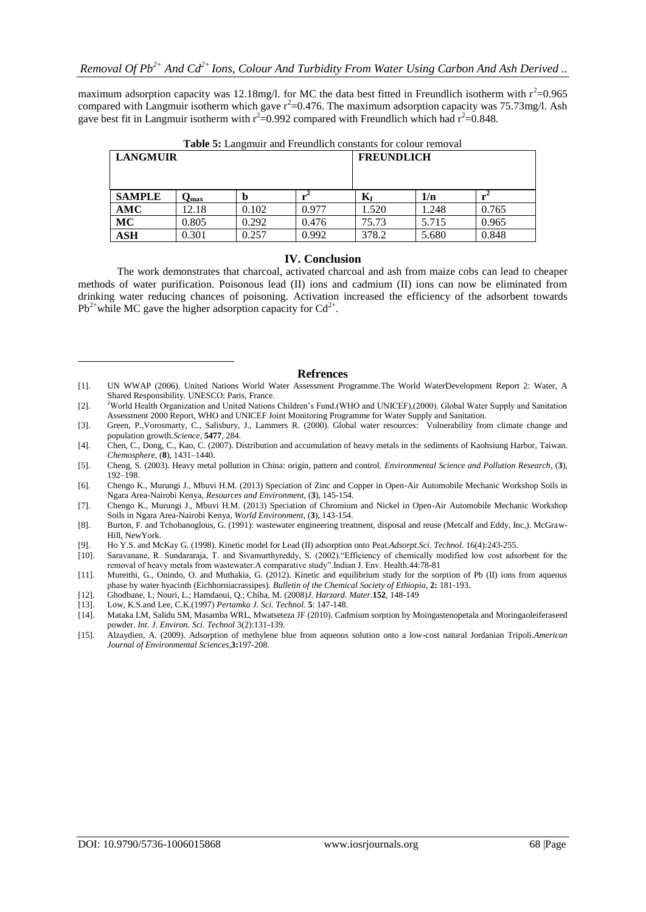maximum adsorption capacity was 12.18mg/l. for MC the data best fitted in Freundlich isotherm with $r^2$=0.965 compared with Langmuir isotherm which gave $r^2$=0.476. The maximum adsorption capacity was 75.73mg/l. Ash gave best fit in Langmuir isotherm with $r^2$=0.992 compared with Freundlich which had $r^2$=0.848.

**Table 5:** Langmuir and Freundlich constants for colour removal

| LANGMUIR | | | | FREUNDLICH | | |
|---|---|---|---|---|---|---|
| **SAMPLE** | $Q_{max}$ | **b** | $r^2$ | $K_f$ | **1/n** | $r^2$ |
| **AMC** | 12.18 | 0.102 | 0.977 | 1.520 | 1.248 | 0.765 |
| **MC** | 0.805 | 0.292 | 0.476 | 75.73 | 5.715 | 0.965 |
| **ASH** | 0.301 | 0.257 | 0.992 | 378.2 | 5.680 | 0.848 |

## IV. Conclusion

The work demonstrates that charcoal, activated charcoal and ash from maize cobs can lead to cheaper methods of water purification. Poisonous lead (II) ions and cadmium (II) ions can now be eliminated from drinking water reducing chances of poisoning. Activation increased the efficiency of the adsorbent towards $Pb^{2+}$while MC gave the higher adsorption capacity for $Cd^{2+}$.

## Refrences

[1]. UN WWAP (2006). United Nations World Water Assessment Programme.The World WaterDevelopment Report 2: Water, A Shared Responsibility. UNESCO: Paris, France.

[2]. [2]World Health Organization and United Nations Children's Fund.(WHO and UNICEF),(2000). Global Water Supply and Sanitation Assessment 2000 Report, WHO and UNICEF Joint Monitoring Programme for Water Supply and Sanitation.

[3]. Green, P.,Vorosmarty, C., Salisbury, J., Lammers R. (2000). Global water resources: Vulnerability from climate change and population growth.*Science*, **5477**, 284.

[4]. Chen, C., Dong, C., Kao, C. (2007). Distribution and accumulation of heavy metals in the sediments of Kaohsiung Harbor, Taiwan. *Chemosphere*, (**8**), 1431–1440.

[5]. Cheng, S. (2003). Heavy metal pollution in China: origin, pattern and control. *Environmental Science and Pollution Research*, (**3**), 192–198.

[6]. Chengo K., Murungi J., Mbuvi H.M. (2013) Speciation of Zinc and Copper in Open-Air Automobile Mechanic Workshop Soils in Ngara Area-Nairobi Kenya, *Resources and Environment*, (**3**), 145-154.

[7]. Chengo K., Murungi J., Mbuvi H.M. (2013) Speciation of Chromium and Nickel in Open-Air Automobile Mechanic Workshop Soils in Ngara Area-Nairobi Kenya, *World Environment*, (**3**), 143-154.

[8]. Burton, F. and Tchobanoglous, G. (1991): wastewater engineering treatment, disposal and reuse (Metcalf and Eddy, Inc,). McGraw-Hill, NewYork.

[9]. Ho Y.S. and McKay G. (1998). Kinetic model for Lead (II) adsorption onto Peat.*Adsorpt.Sci. Technol.* 16(4):243-255.

[10]. Saravanane, R. Sundararaja, T. and Sivamurthyreddy, S. (2002)."Efficiency of chemically modified low cost adsorbent for the removal of heavy metals from wastewater.A comparative study".Indian J. Env. Health.44:78-81

[11]. Mureithi, G., Onindo, O. and Muthakia, G. (2012). Kinetic and equilibrium study for the sorption of Pb (II) ions from aqueous phase by water hyacinth (Eichhorniacrassipes). *Bulletin of the Chemical Society of Ethiopia*, **2:** 181-193.

[12]. Ghodbane, I.; Nouri, L.; Hamdaoui, Q.; Chiha, M. (2008)*J. Harzard. Mater.***152**, 148-149

[13]. Low, K.S.and Lee, C.K.(1997) *Pertamka J. Sci. Technol.* **5**: 147-148.

[14]. Mataka LM, Salidu SM, Masamba WRL, Mwatseteza JF (2010). Cadmium sorption by Moingastenopetala and Moringaoleiferaseed powder. *Int. J. Environ. Sci. Technol* 3(2):131-139.

[15]. Alzaydien, A. (2009). Adsorption of methylene blue from aqueous solution onto a low-cost natural Jordanian Tripoli.*American Journal of Environmental Sciences*,**3:**197-208.